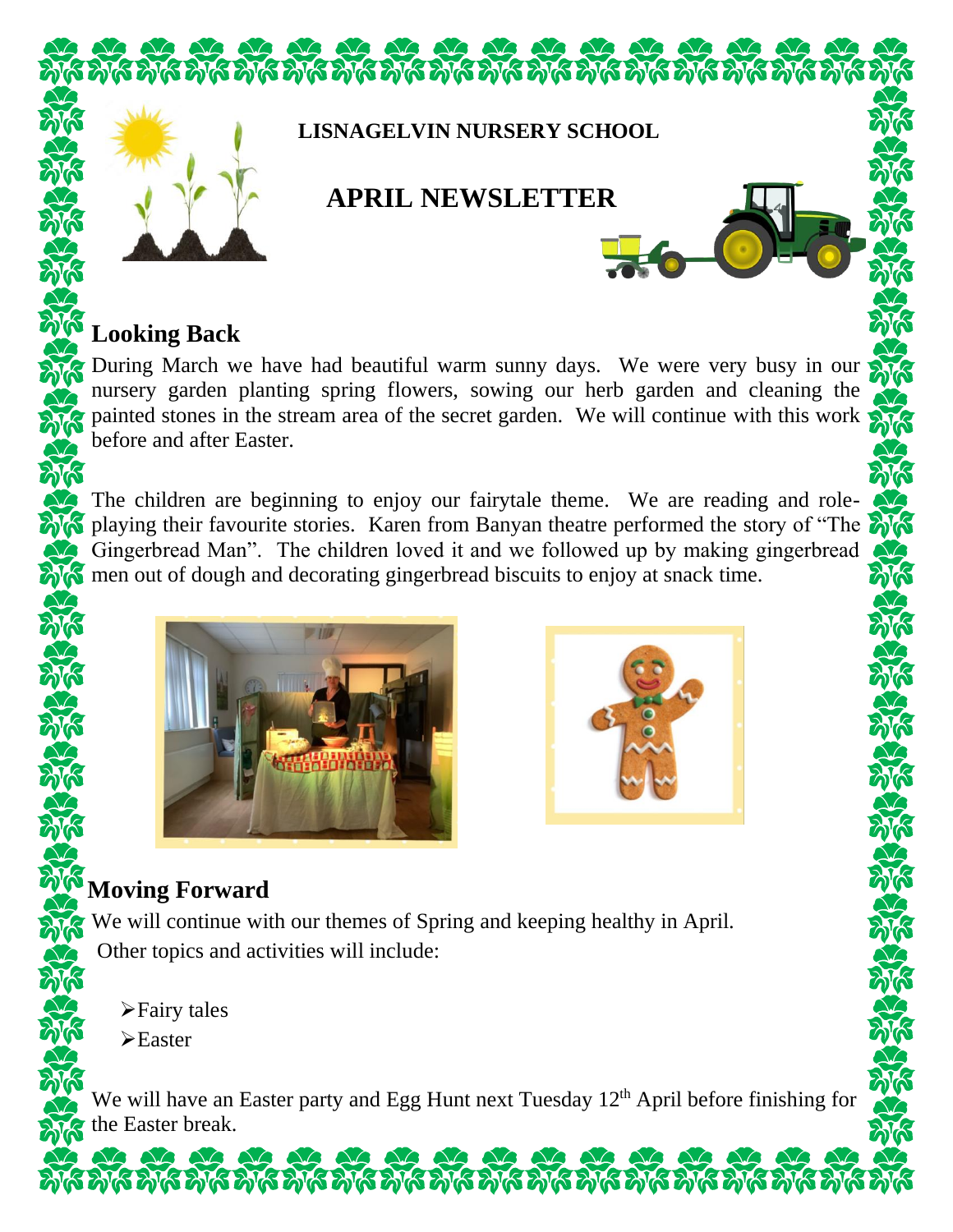**LISNAGELVIN NURSERY SCHOOL**

# APRIL NEWSLETTER

## Looking Back

During March we have had beautiful warm sunny days. We were very busy in our nursery garden planting spring flowers, sowing our herb garden and cleaning the painted stones in the stream area of the secret garden. We will continue with this work before and after Easter.

The children are beginning to enjoy our fairytale theme. We are reading and role-playing their favourite stories. Karen from Banyan theatre performed the story of "The Gingerbread Man". The children loved it and we followed up by making gingerbread men out of dough and decorating gingerbread biscuits to enjoy at snack time.

## Moving Forward

We will continue with our themes of Spring and keeping healthy in April.

Other topics and activities will include:

- Fairy tales
- Easter

We will have an Easter party and Egg Hunt next Tuesday 12th April before finishing for the Easter break.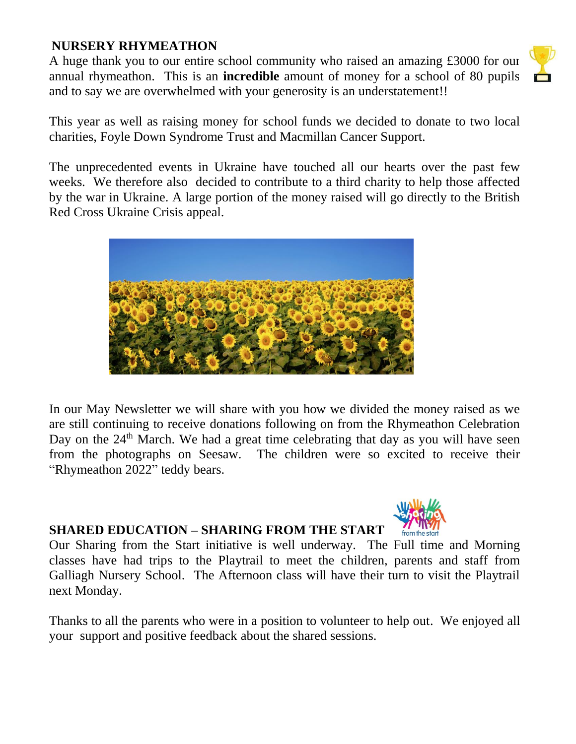## NURSERY RHYMEATHON

A huge thank you to our entire school community who raised an amazing £3000 for our annual rhymeathon. This is an **incredible** amount of money for a school of 80 pupils and to say we are overwhelmed with your generosity is an understatement!!

This year as well as raising money for school funds we decided to donate to two local charities, Foyle Down Syndrome Trust and Macmillan Cancer Support.

The unprecedented events in Ukraine have touched all our hearts over the past few weeks. We therefore also decided to contribute to a third charity to help those affected by the war in Ukraine. A large portion of the money raised will go directly to the British Red Cross Ukraine Crisis appeal.

In our May Newsletter we will share with you how we divided the money raised as we are still continuing to receive donations following on from the Rhymeathon Celebration Day on the 24th March. We had a great time celebrating that day as you will have seen from the photographs on Seesaw. The children were so excited to receive their "Rhymeathon 2022" teddy bears.

## SHARED EDUCATION – SHARING FROM THE START

Our Sharing from the Start initiative is well underway. The Full time and Morning classes have had trips to the Playtrail to meet the children, parents and staff from Galliagh Nursery School. The Afternoon class will have their turn to visit the Playtrail next Monday.

Thanks to all the parents who were in a position to volunteer to help out. We enjoyed all your support and positive feedback about the shared sessions.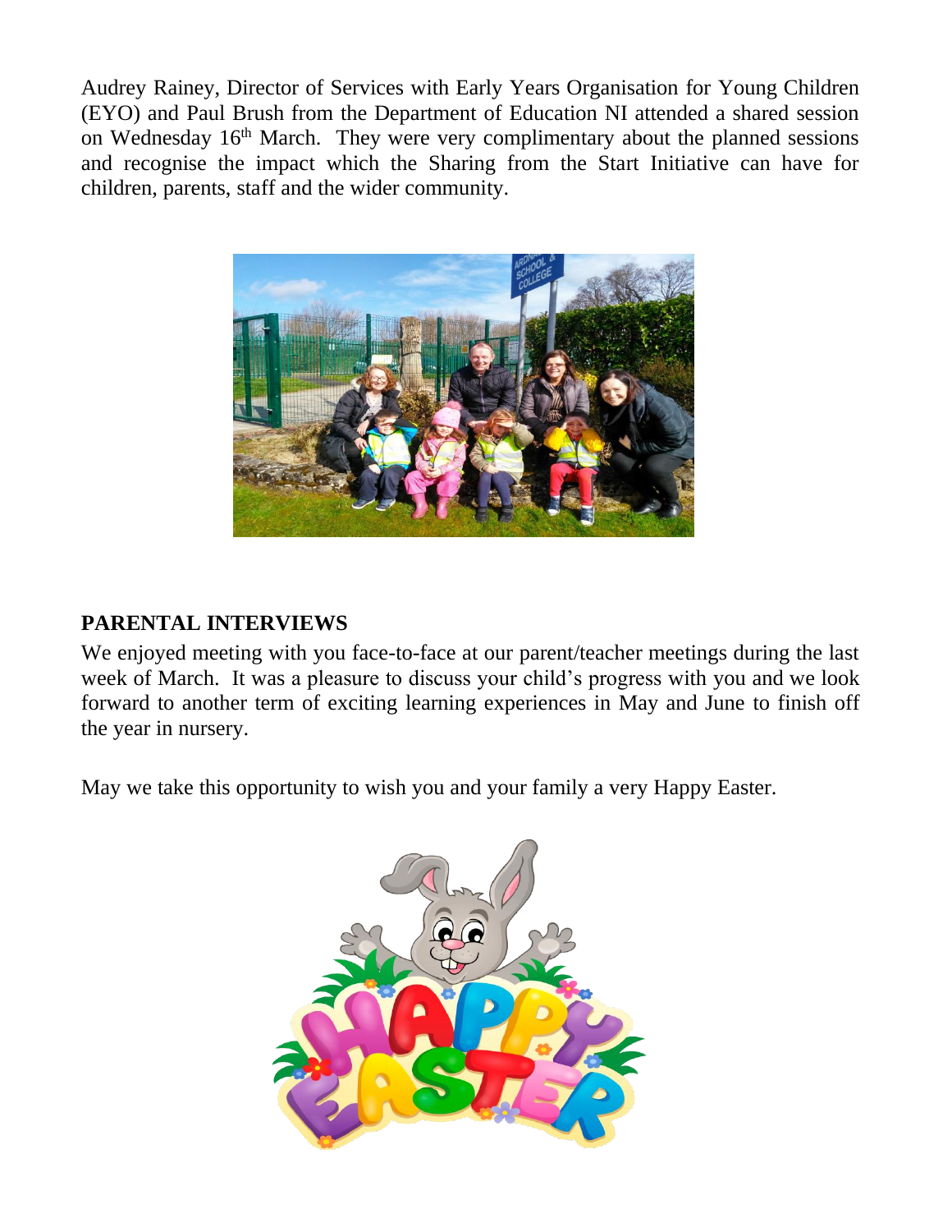Audrey Rainey, Director of Services with Early Years Organisation for Young Children (EYO) and Paul Brush from the Department of Education NI attended a shared session on Wednesday 16th March. They were very complimentary about the planned sessions and recognise the impact which the Sharing from the Start Initiative can have for children, parents, staff and the wider community.

**PARENTAL INTERVIEWS**

We enjoyed meeting with you face-to-face at our parent/teacher meetings during the last week of March. It was a pleasure to discuss your child's progress with you and we look forward to another term of exciting learning experiences in May and June to finish off the year in nursery.

May we take this opportunity to wish you and your family a very Happy Easter.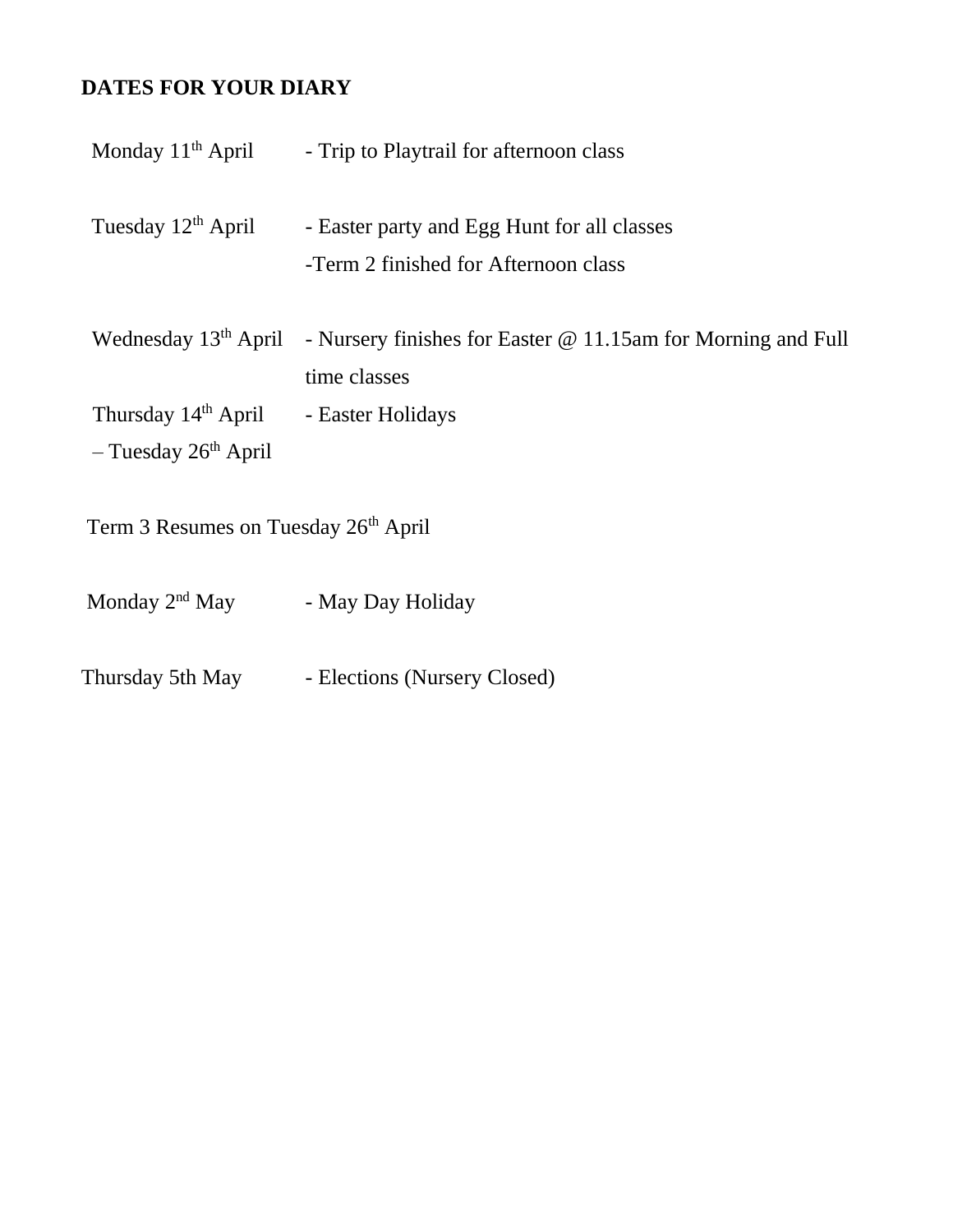**DATES FOR YOUR DIARY**

| | |
|---|---|
| Monday 11th April | - Trip to Playtrail for afternoon class |
| Tuesday 12th April | - Easter party and Egg Hunt for all classes<br>-Term 2 finished for Afternoon class |
| Wednesday 13th April | - Nursery finishes for Easter @ 11.15am for Morning and Full time classes |
| Thursday 14th April – Tuesday 26th April | - Easter Holidays |

Term 3 Resumes on Tuesday 26th April

| | |
|---|---|
| Monday 2nd May | - May Day Holiday |
| Thursday 5th May | - Elections (Nursery Closed) |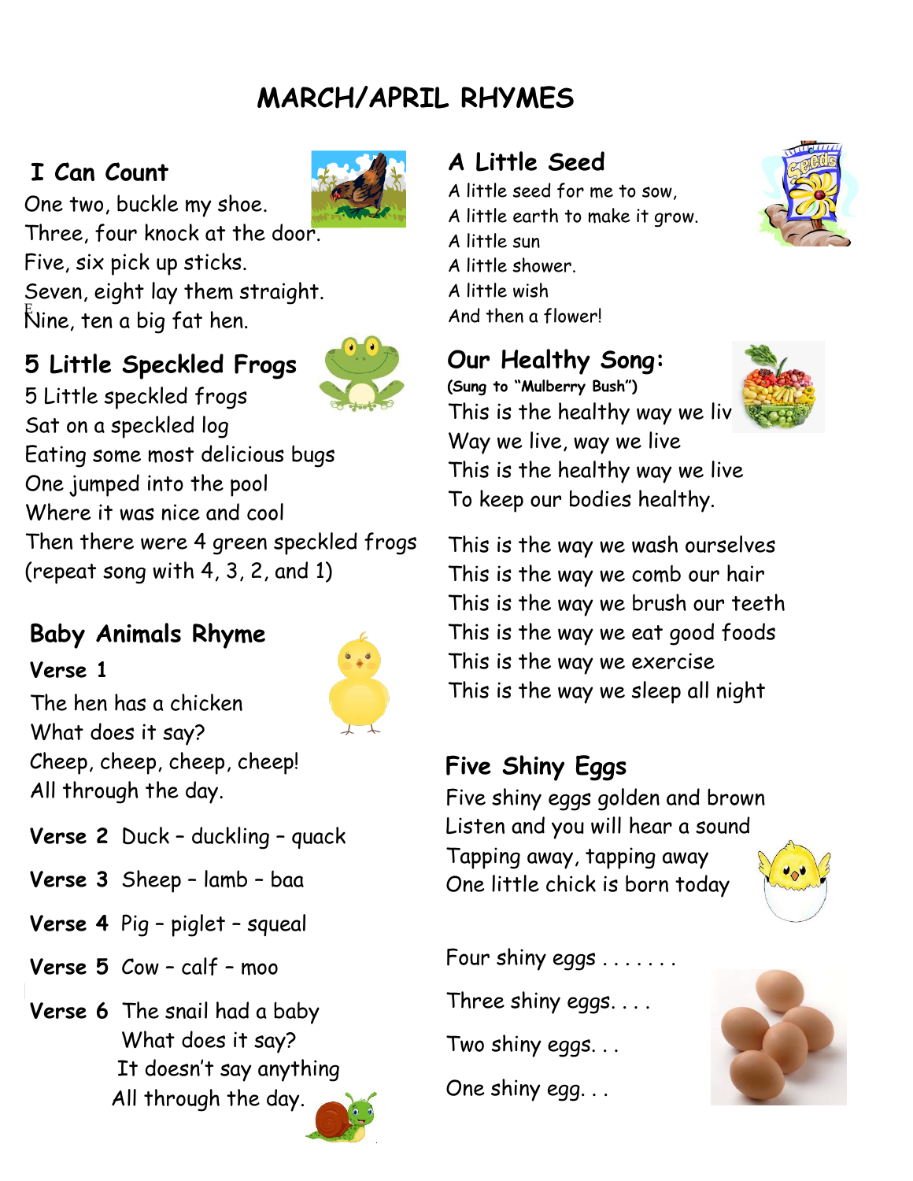# MARCH/APRIL RHYMES

## I Can Count

One two, buckle my shoe.
Three, four knock at the door.
Five, six pick up sticks.
Seven, eight lay them straight.
Nine, ten a big fat hen.

## 5 Little Speckled Frogs

5 Little speckled frogs
Sat on a speckled log
Eating some most delicious bugs
One jumped into the pool
Where it was nice and cool
Then there were 4 green speckled frogs
(repeat song with 4, 3, 2, and 1)

## Baby Animals Rhyme

**Verse 1**

The hen has a chicken
What does it say?
Cheep, cheep, cheep, cheep!
All through the day.

**Verse 2** Duck – duckling – quack

**Verse 3** Sheep – lamb – baa

**Verse 4** Pig – piglet – squeal

**Verse 5** Cow – calf – moo

**Verse 6** The snail had a baby
What does it say?
It doesn't say anything
All through the day.

## A Little Seed

A little seed for me to sow,
A little earth to make it grow.
A little sun
A little shower.
A little wish
And then a flower!

## Our Healthy Song:

**(Sung to "Mulberry Bush")**

This is the healthy way we liv
Way we live, way we live
This is the healthy way we live
To keep our bodies healthy.

This is the way we wash ourselves
This is the way we comb our hair
This is the way we brush our teeth
This is the way we eat good foods
This is the way we exercise
This is the way we sleep all night

## Five Shiny Eggs

Five shiny eggs golden and brown
Listen and you will hear a sound
Tapping away, tapping away
One little chick is born today

Four shiny eggs . . . . . . .

Three shiny eggs. . . .

Two shiny eggs. . .

One shiny egg. . .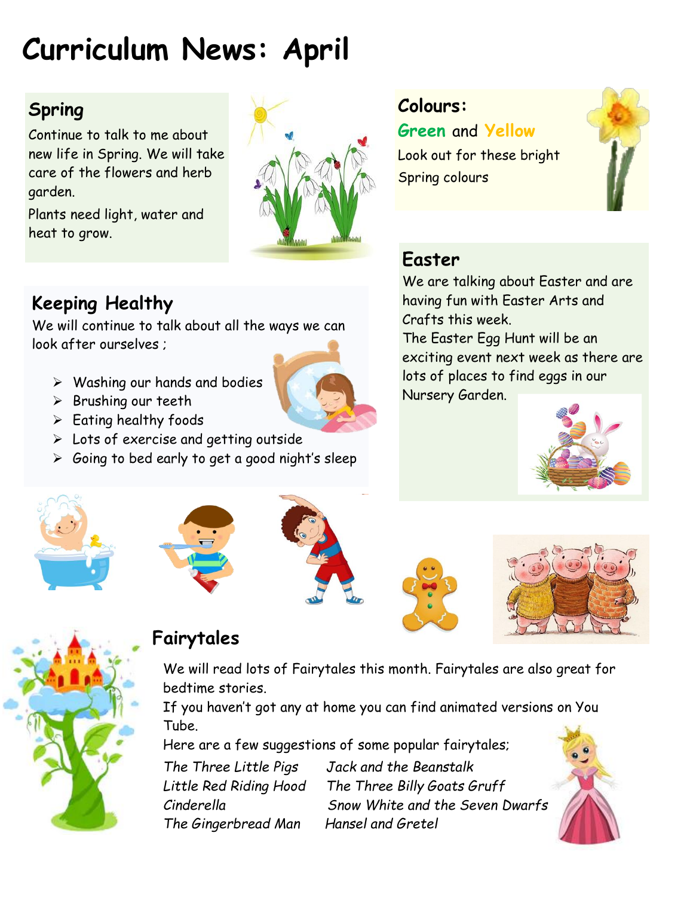# Curriculum News: April

## Spring

Continue to talk to me about new life in Spring. We will take care of the flowers and herb garden.

Plants need light, water and heat to grow.

## Colours:

**Green** and **Yellow**

Look out for these bright Spring colours

## Keeping Healthy

We will continue to talk about all the ways we can look after ourselves ;

- Washing our hands and bodies
- Brushing our teeth
- Eating healthy foods
- Lots of exercise and getting outside
- Going to bed early to get a good night's sleep

## Easter

We are talking about Easter and are having fun with Easter Arts and Crafts this week.

The Easter Egg Hunt will be an exciting event next week as there are lots of places to find eggs in our Nursery Garden.

## Fairytales

We will read lots of Fairytales this month. Fairytales are also great for bedtime stories.

If you haven't got any at home you can find animated versions on You Tube.

Here are a few suggestions of some popular fairytales;

*The Three Little Pigs*

*Little Red Riding Hood*

*Cinderella*

*The Gingerbread Man*

*Jack and the Beanstalk*

*The Three Billy Goats Gruff*

*Snow White and the Seven Dwarfs*

*Hansel and Gretel*